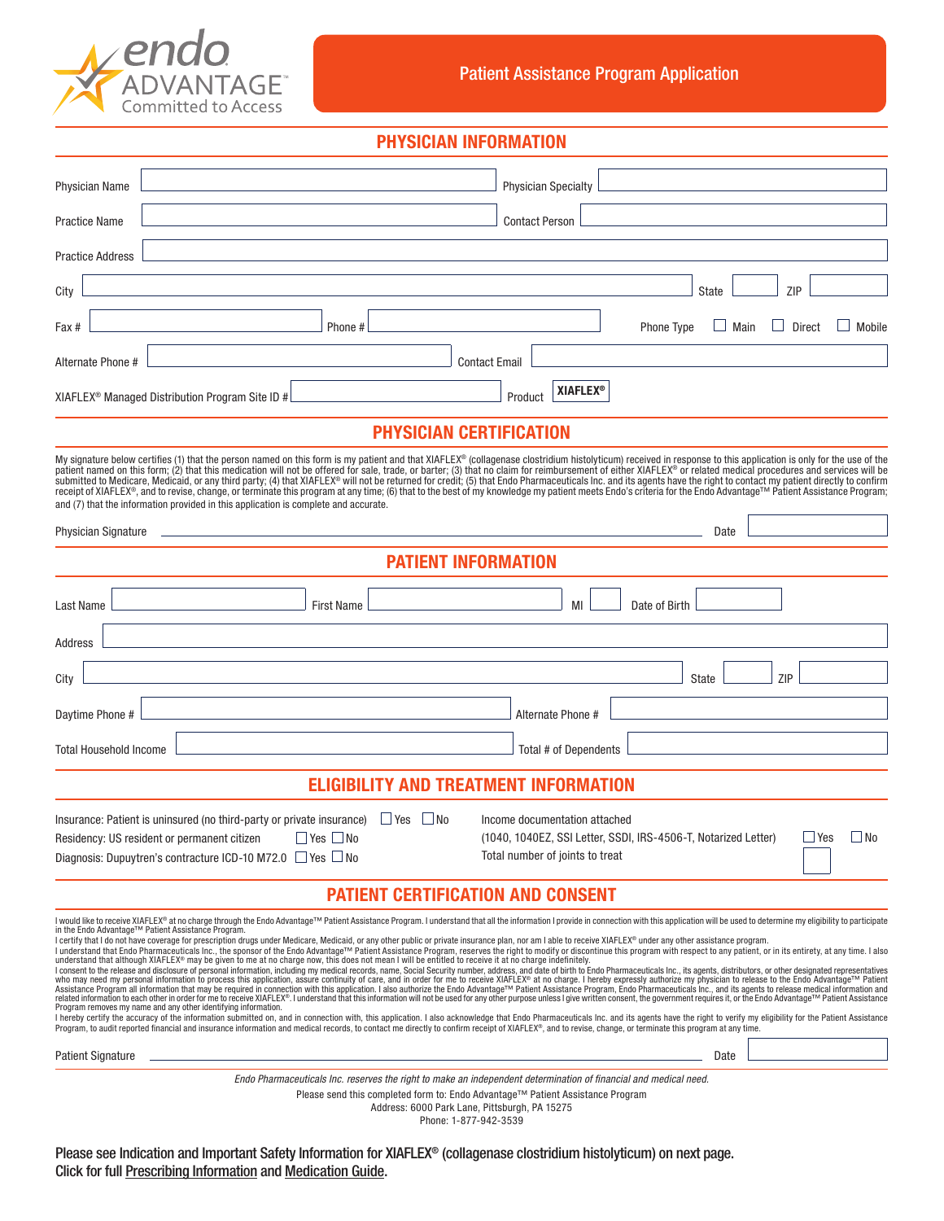endo ADVANTAGE™ Committed to Access

# Patient Assistance Program Application

## PHYSICIAN INFORMATION

Physician Name ______ Physician Specialty ______

Practice Name ______ Contact Person ______

Practice Address ______

City ______ State ______ ZIP ______

Fax # ______ Phone # ______ Phone Type ☐ Main ☐ Direct ☐ Mobile

Alternate Phone # ______ Contact Email ______

XIAFLEX® Managed Distribution Program Site ID # ______ Product **XIAFLEX®**

## PHYSICIAN CERTIFICATION

My signature below certifies (1) that the person named on this form is my patient and that XIAFLEX® (collagenase clostridium histolyticum) received in response to this application is only for the use of the patient named on this form; (2) that this medication will not be offered for sale, trade, or barter; (3) that no claim for reimbursement of either XIAFLEX® or related medical procedures and services will be submitted to Medicare, Medicaid, or any third party; (4) that XIAFLEX® will not be returned for credit; (5) that Endo Pharmaceuticals Inc. and its agents have the right to contact my patient directly to confirm receipt of XIAFLEX®, and to revise, change, or terminate this program at any time; (6) that to the best of my knowledge my patient meets Endo's criteria for the Endo Advantage™ Patient Assistance Program; and (7) that the information provided in this application is complete and accurate.

Physician Signature ______ Date ______

## PATIENT INFORMATION

Last Name ______ First Name ______ MI ______ Date of Birth ______

Address ______

City ______ State ______ ZIP ______

Daytime Phone # ______ Alternate Phone # ______

Total Household Income ______ Total # of Dependents ______

## ELIGIBILITY AND TREATMENT INFORMATION

Insurance: Patient is uninsured (no third-party or private insurance) ☐ Yes ☐ No

Residency: US resident or permanent citizen ☐ Yes ☐ No

Diagnosis: Dupuytren's contracture ICD-10 M72.0 ☐ Yes ☐ No

Income documentation attached (1040, 1040EZ, SSI Letter, SSDI, IRS-4506-T, Notarized Letter) ☐ Yes ☐ No

Total number of joints to treat ______

## PATIENT CERTIFICATION AND CONSENT

I would like to receive XIAFLEX® at no charge through the Endo Advantage™ Patient Assistance Program. I understand that all the information I provide in connection with this application will be used to determine my eligibility to participate in the Endo Advantage™ Patient Assistance Program.

I certify that I do not have coverage for prescription drugs under Medicare, Medicaid, or any other public or private insurance plan, nor am I able to receive XIAFLEX® under any other assistance program.

I understand that Endo Pharmaceuticals Inc., the sponsor of the Endo Advantage™ Patient Assistance Program, reserves the right to modify or discontinue this program with respect to any patient, or in its entirety, at any time. I also understand that although XIAFLEX® may be given to me at no charge now, this does not mean I will be entitled to receive it at no charge indefinitely.

I consent to the release and disclosure of personal information, including my medical records, name, Social Security number, address, and date of birth to Endo Pharmaceuticals Inc., its agents, distributors, or other designated representatives who may need my personal information to process this application, assure continuity of care, and in order for me to receive XIAFLEX® at no charge. I hereby expressly authorize my physician to release to the Endo Advantage™ Patient Assistance Program all information that may be required in connection with this application. I also authorize the Endo Advantage™ Patient Assistance Program, Endo Pharmaceuticals Inc., and its agents to release medical information and related information to each other in order for me to receive XIAFLEX®. I understand that this information will not be used for any other purpose unless I give written consent, the government requires it, or the Endo Advantage™ Patient Assistance Program removes my name and any other identifying information.

I hereby certify the accuracy of the information submitted on, and in connection with, this application. I also acknowledge that Endo Pharmaceuticals Inc. and its agents have the right to verify my eligibility for the Patient Assistance Program, to audit reported financial and insurance information and medical records, to contact me directly to confirm receipt of XIAFLEX®, and to revise, change, or terminate this program at any time.

Patient Signature ______ Date ______

*Endo Pharmaceuticals Inc. reserves the right to make an independent determination of financial and medical need.*

Please send this completed form to: Endo Advantage™ Patient Assistance Program
Address: 6000 Park Lane, Pittsburgh, PA 15275
Phone: 1-877-942-3539

Please see Indication and Important Safety Information for XIAFLEX® (collagenase clostridium histolyticum) on next page.
Click for full Prescribing Information and Medication Guide.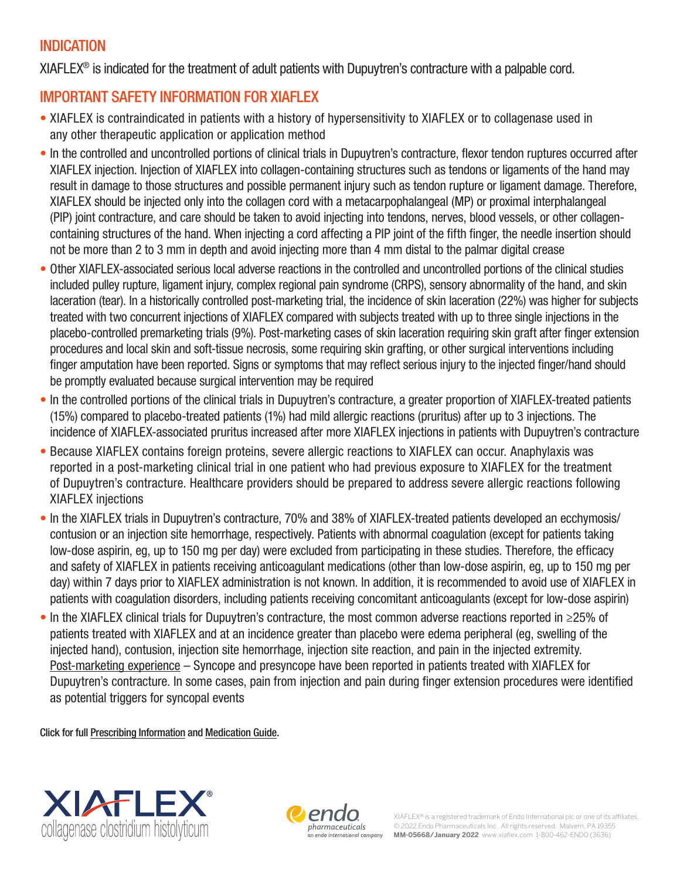## INDICATION

XIAFLEX® is indicated for the treatment of adult patients with Dupuytren's contracture with a palpable cord.

## IMPORTANT SAFETY INFORMATION FOR XIAFLEX

- XIAFLEX is contraindicated in patients with a history of hypersensitivity to XIAFLEX or to collagenase used in any other therapeutic application or application method
- In the controlled and uncontrolled portions of clinical trials in Dupuytren's contracture, flexor tendon ruptures occurred after XIAFLEX injection. Injection of XIAFLEX into collagen-containing structures such as tendons or ligaments of the hand may result in damage to those structures and possible permanent injury such as tendon rupture or ligament damage. Therefore, XIAFLEX should be injected only into the collagen cord with a metacarpophalangeal (MP) or proximal interphalangeal (PIP) joint contracture, and care should be taken to avoid injecting into tendons, nerves, blood vessels, or other collagen-containing structures of the hand. When injecting a cord affecting a PIP joint of the fifth finger, the needle insertion should not be more than 2 to 3 mm in depth and avoid injecting more than 4 mm distal to the palmar digital crease
- Other XIAFLEX-associated serious local adverse reactions in the controlled and uncontrolled portions of the clinical studies included pulley rupture, ligament injury, complex regional pain syndrome (CRPS), sensory abnormality of the hand, and skin laceration (tear). In a historically controlled post-marketing trial, the incidence of skin laceration (22%) was higher for subjects treated with two concurrent injections of XIAFLEX compared with subjects treated with up to three single injections in the placebo-controlled premarketing trials (9%). Post-marketing cases of skin laceration requiring skin graft after finger extension procedures and local skin and soft-tissue necrosis, some requiring skin grafting, or other surgical interventions including finger amputation have been reported. Signs or symptoms that may reflect serious injury to the injected finger/hand should be promptly evaluated because surgical intervention may be required
- In the controlled portions of the clinical trials in Dupuytren's contracture, a greater proportion of XIAFLEX-treated patients (15%) compared to placebo-treated patients (1%) had mild allergic reactions (pruritus) after up to 3 injections. The incidence of XIAFLEX-associated pruritus increased after more XIAFLEX injections in patients with Dupuytren's contracture
- Because XIAFLEX contains foreign proteins, severe allergic reactions to XIAFLEX can occur. Anaphylaxis was reported in a post-marketing clinical trial in one patient who had previous exposure to XIAFLEX for the treatment of Dupuytren's contracture. Healthcare providers should be prepared to address severe allergic reactions following XIAFLEX injections
- In the XIAFLEX trials in Dupuytren's contracture, 70% and 38% of XIAFLEX-treated patients developed an ecchymosis/contusion or an injection site hemorrhage, respectively. Patients with abnormal coagulation (except for patients taking low-dose aspirin, eg, up to 150 mg per day) were excluded from participating in these studies. Therefore, the efficacy and safety of XIAFLEX in patients receiving anticoagulant medications (other than low-dose aspirin, eg, up to 150 mg per day) within 7 days prior to XIAFLEX administration is not known. In addition, it is recommended to avoid use of XIAFLEX in patients with coagulation disorders, including patients receiving concomitant anticoagulants (except for low-dose aspirin)
- In the XIAFLEX clinical trials for Dupuytren's contracture, the most common adverse reactions reported in ≥25% of patients treated with XIAFLEX and at an incidence greater than placebo were edema peripheral (eg, swelling of the injected hand), contusion, injection site hemorrhage, injection site reaction, and pain in the injected extremity. Post-marketing experience – Syncope and presyncope have been reported in patients treated with XIAFLEX for Dupuytren's contracture. In some cases, pain from injection and pain during finger extension procedures were identified as potential triggers for syncopal events

Click for full Prescribing Information and Medication Guide.

XIAFLEX® collagenase clostridium histolyticum

endo pharmaceuticals an endo international company

XIAFLEX® is a registered trademark of Endo International plc or one of its affiliates.
© 2022 Endo Pharmaceuticals Inc. All rights reserved. Malvern, PA 19355
**MM-05668/January 2022** www.xiaflex.com 1-800-462-ENDO (3636)